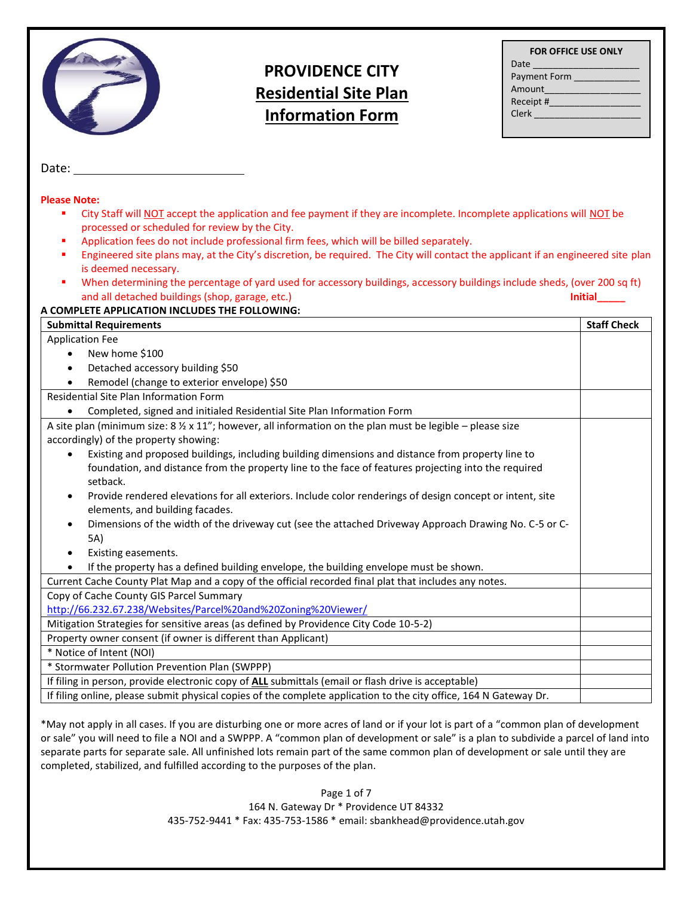# PROVIDENCE CITY
## Residential Site Plan Information Form

| FOR OFFICE USE ONLY |
|---|
| Date ____________________ |
| Payment Form ____________ |
| Amount__________________ |
| Receipt #_________________ |
| Clerk ____________________ |

Date: ___________________________

**Please Note:**

- City Staff will NOT accept the application and fee payment if they are incomplete. Incomplete applications will NOT be processed or scheduled for review by the City.
- Application fees do not include professional firm fees, which will be billed separately.
- Engineered site plans may, at the City's discretion, be required. The City will contact the applicant if an engineered site plan is deemed necessary.
- When determining the percentage of yard used for accessory buildings, accessory buildings include sheds, (over 200 sq ft) and all detached buildings (shop, garage, etc.) **Initial_____**

**A COMPLETE APPLICATION INCLUDES THE FOLLOWING:**

| Submittal Requirements | Staff Check |
|---|---|
| Application Fee<br>• New home $100<br>• Detached accessory building $50<br>• Remodel (change to exterior envelope) $50 | |
| Residential Site Plan Information Form<br>• Completed, signed and initialed Residential Site Plan Information Form | |
| A site plan (minimum size: 8 ½ x 11"; however, all information on the plan must be legible – please size accordingly) of the property showing:<br>• Existing and proposed buildings, including building dimensions and distance from property line to foundation, and distance from the property line to the face of features projecting into the required setback.<br>• Provide rendered elevations for all exteriors. Include color renderings of design concept or intent, site elements, and building facades.<br>• Dimensions of the width of the driveway cut (see the attached Driveway Approach Drawing No. C-5 or C-5A)<br>• Existing easements.<br>• If the property has a defined building envelope, the building envelope must be shown. | |
| Current Cache County Plat Map and a copy of the official recorded final plat that includes any notes. | |
| Copy of Cache County GIS Parcel Summary<br>http://66.232.67.238/Websites/Parcel%20and%20Zoning%20Viewer/ | |
| Mitigation Strategies for sensitive areas (as defined by Providence City Code 10-5-2) | |
| Property owner consent (if owner is different than Applicant) | |
| * Notice of Intent (NOI) | |
| * Stormwater Pollution Prevention Plan (SWPPP) | |
| If filing in person, provide electronic copy of **ALL** submittals (email or flash drive is acceptable) | |
| If filing online, please submit physical copies of the complete application to the city office, 164 N Gateway Dr. | |

*May not apply in all cases. If you are disturbing one or more acres of land or if your lot is part of a "common plan of development or sale" you will need to file a NOI and a SWPPP. A "common plan of development or sale" is a plan to subdivide a parcel of land into separate parts for separate sale. All unfinished lots remain part of the same common plan of development or sale until they are completed, stabilized, and fulfilled according to the purposes of the plan.

164 N. Gateway Dr * Providence UT 84332
435-752-9441 * Fax: 435-753-1586 * email: sbankhead@providence.utah.gov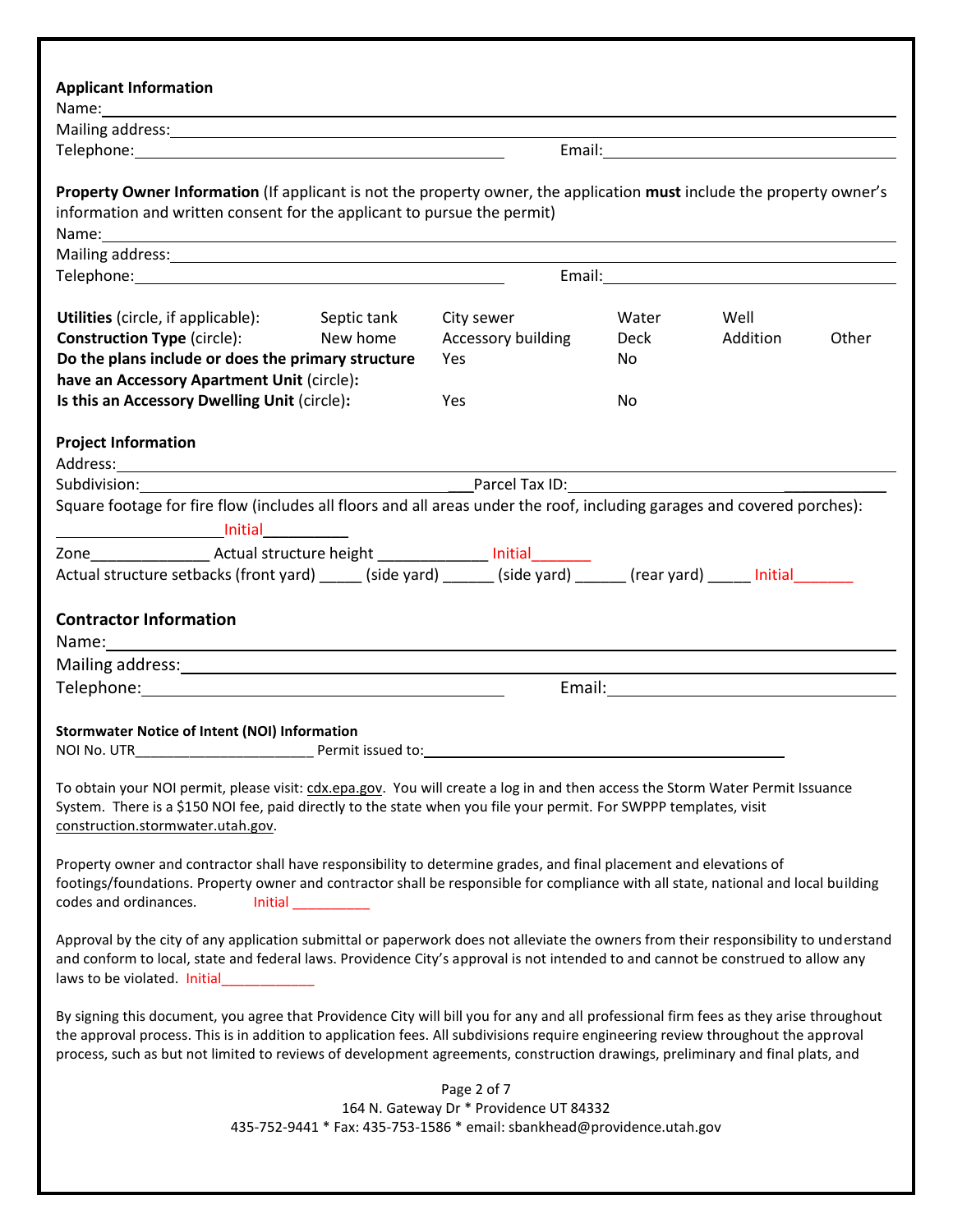**Applicant Information**

Name:

Mailing address:

Telephone: Email:

**Property Owner Information** (If applicant is not the property owner, the application **must** include the property owner's information and written consent for the applicant to pursue the permit)

Name:

Mailing address:

Telephone: Email:

| | | | | | |
|---|---|---|---|---|---|
| **Utilities** (circle, if applicable): | Septic tank | City sewer | Water | Well | |
| **Construction Type** (circle): | New home | Accessory building | Deck | Addition | Other |
| **Do the plans include or does the primary structure have an Accessory Apartment Unit** (circle)**:** | | Yes | No | | |
| **Is this an Accessory Dwelling Unit** (circle)**:** | | Yes | No | | |

**Project Information**

Address:

Subdivision:___ Parcel Tax ID:____________

Square footage for fire flow (includes all floors and all areas under the roof, including garages and covered porches): Initial__________

Zone______________ Actual structure height _____________ Initial_______

Actual structure setbacks (front yard) _____ (side yard) ______ (side yard) ______ (rear yard) _____ Initial_______

## Contractor Information

Name:

Mailing address:

Telephone: Email:

**Stormwater Notice of Intent (NOI) Information**

NOI No. UTR_______________________ Permit issued to:

To obtain your NOI permit, please visit: cdx.epa.gov. You will create a log in and then access the Storm Water Permit Issuance System. There is a $150 NOI fee, paid directly to the state when you file your permit. For SWPPP templates, visit construction.stormwater.utah.gov.

Property owner and contractor shall have responsibility to determine grades, and final placement and elevations of footings/foundations. Property owner and contractor shall be responsible for compliance with all state, national and local building codes and ordinances. Initial __________

Approval by the city of any application submittal or paperwork does not alleviate the owners from their responsibility to understand and conform to local, state and federal laws. Providence City's approval is not intended to and cannot be construed to allow any laws to be violated. Initial____________

By signing this document, you agree that Providence City will bill you for any and all professional firm fees as they arise throughout the approval process. This is in addition to application fees. All subdivisions require engineering review throughout the approval process, such as but not limited to reviews of development agreements, construction drawings, preliminary and final plats, and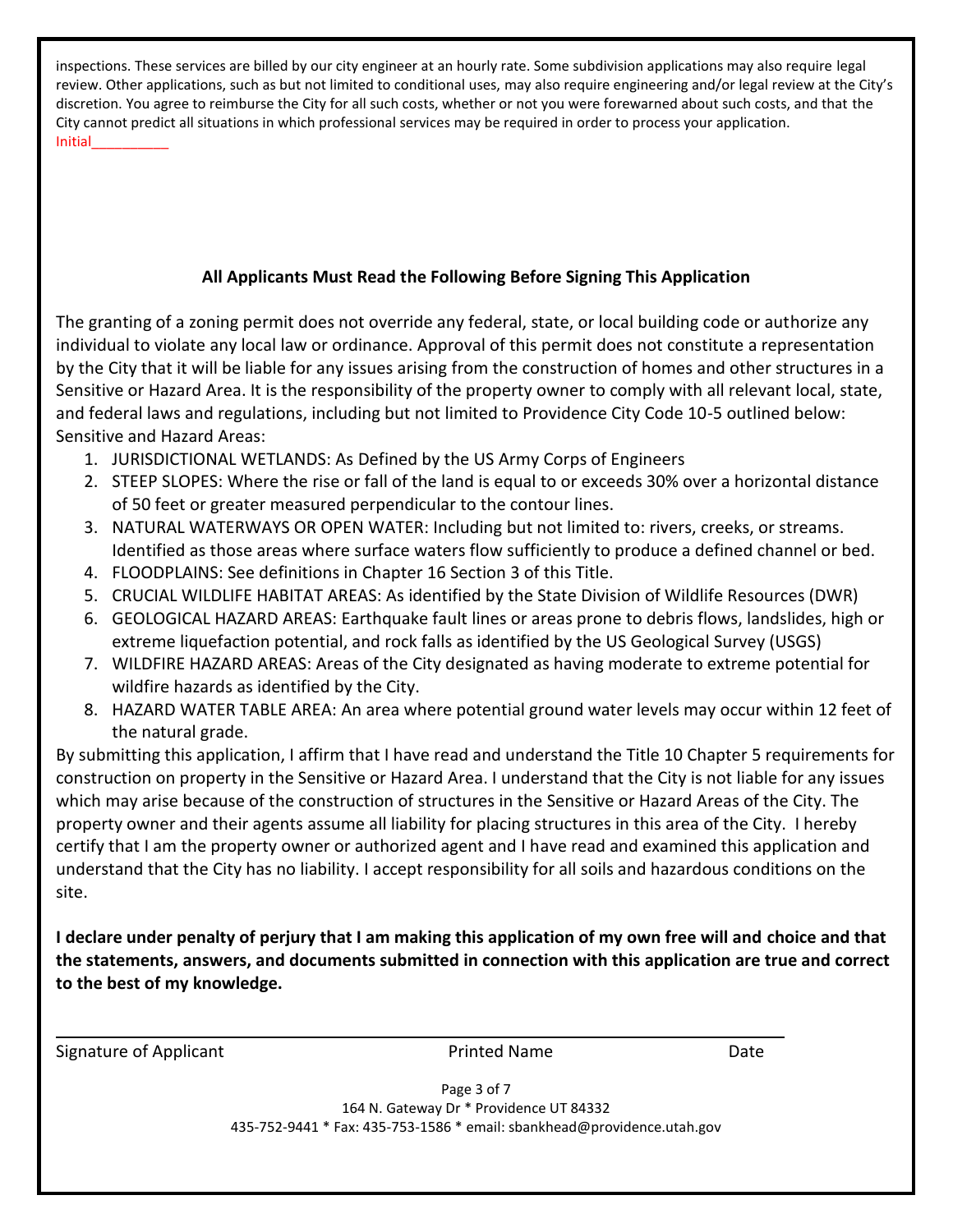inspections. These services are billed by our city engineer at an hourly rate. Some subdivision applications may also require legal review. Other applications, such as but not limited to conditional uses, may also require engineering and/or legal review at the City's discretion. You agree to reimburse the City for all such costs, whether or not you were forewarned about such costs, and that the City cannot predict all situations in which professional services may be required in order to process your application.
Initial__________

**All Applicants Must Read the Following Before Signing This Application**

The granting of a zoning permit does not override any federal, state, or local building code or authorize any individual to violate any local law or ordinance. Approval of this permit does not constitute a representation by the City that it will be liable for any issues arising from the construction of homes and other structures in a Sensitive or Hazard Area. It is the responsibility of the property owner to comply with all relevant local, state, and federal laws and regulations, including but not limited to Providence City Code 10-5 outlined below:
Sensitive and Hazard Areas:

1. JURISDICTIONAL WETLANDS: As Defined by the US Army Corps of Engineers
2. STEEP SLOPES: Where the rise or fall of the land is equal to or exceeds 30% over a horizontal distance of 50 feet or greater measured perpendicular to the contour lines.
3. NATURAL WATERWAYS OR OPEN WATER: Including but not limited to: rivers, creeks, or streams. Identified as those areas where surface waters flow sufficiently to produce a defined channel or bed.
4. FLOODPLAINS: See definitions in Chapter 16 Section 3 of this Title.
5. CRUCIAL WILDLIFE HABITAT AREAS: As identified by the State Division of Wildlife Resources (DWR)
6. GEOLOGICAL HAZARD AREAS: Earthquake fault lines or areas prone to debris flows, landslides, high or extreme liquefaction potential, and rock falls as identified by the US Geological Survey (USGS)
7. WILDFIRE HAZARD AREAS: Areas of the City designated as having moderate to extreme potential for wildfire hazards as identified by the City.
8. HAZARD WATER TABLE AREA: An area where potential ground water levels may occur within 12 feet of the natural grade.

By submitting this application, I affirm that I have read and understand the Title 10 Chapter 5 requirements for construction on property in the Sensitive or Hazard Area. I understand that the City is not liable for any issues which may arise because of the construction of structures in the Sensitive or Hazard Areas of the City. The property owner and their agents assume all liability for placing structures in this area of the City. I hereby certify that I am the property owner or authorized agent and I have read and examined this application and understand that the City has no liability. I accept responsibility for all soils and hazardous conditions on the site.

**I declare under penalty of perjury that I am making this application of my own free will and choice and that the statements, answers, and documents submitted in connection with this application are true and correct to the best of my knowledge.**

_______________________________________________________________

Signature of Applicant | Printed Name | Date

164 N. Gateway Dr * Providence UT 84332
435-752-9441 * Fax: 435-753-1586 * email: sbankhead@providence.utah.gov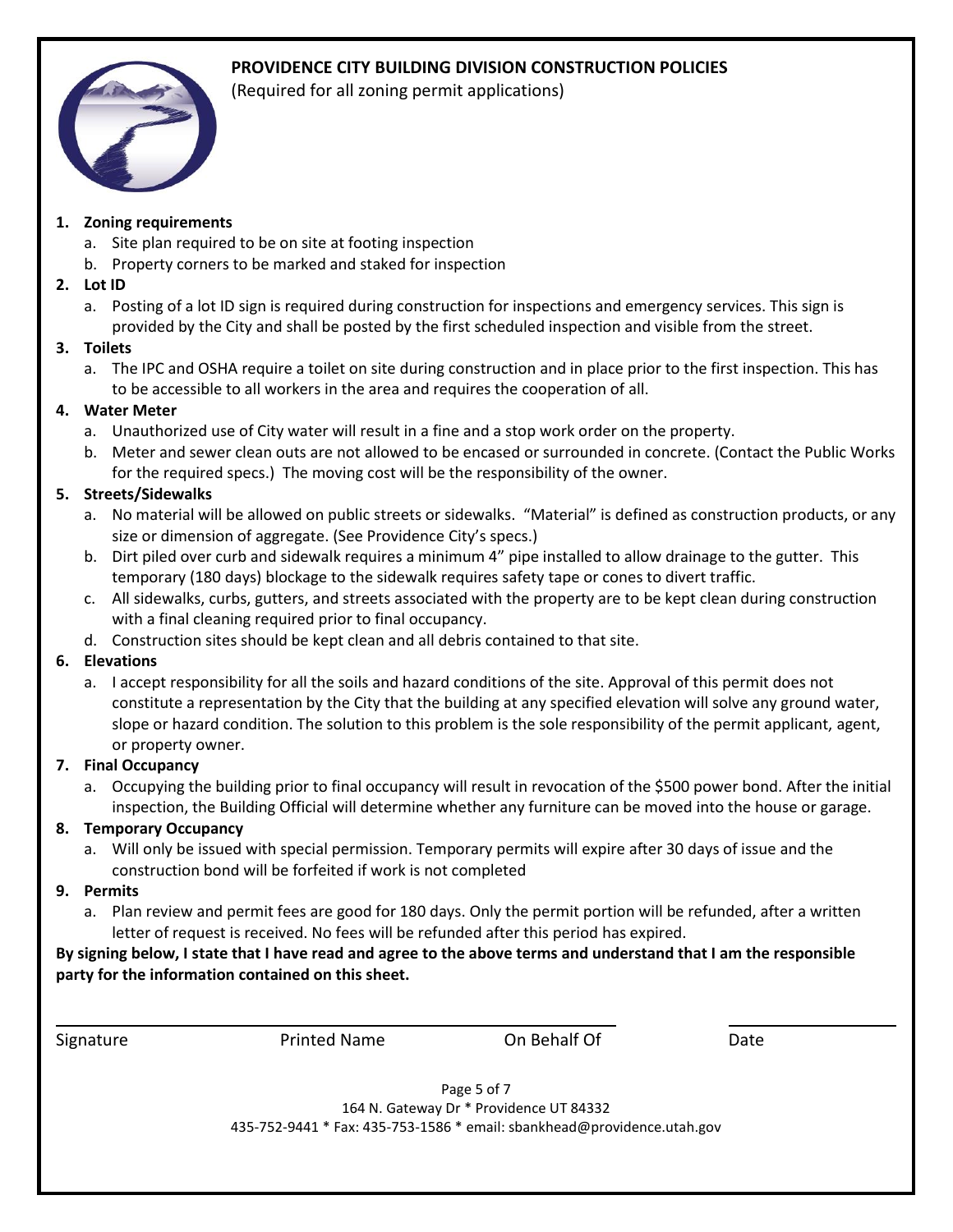# PROVIDENCE CITY BUILDING DIVISION CONSTRUCTION POLICIES

(Required for all zoning permit applications)

1. **Zoning requirements**
   a. Site plan required to be on site at footing inspection
   b. Property corners to be marked and staked for inspection
2. **Lot ID**
   a. Posting of a lot ID sign is required during construction for inspections and emergency services. This sign is provided by the City and shall be posted by the first scheduled inspection and visible from the street.
3. **Toilets**
   a. The IPC and OSHA require a toilet on site during construction and in place prior to the first inspection. This has to be accessible to all workers in the area and requires the cooperation of all.
4. **Water Meter**
   a. Unauthorized use of City water will result in a fine and a stop work order on the property.
   b. Meter and sewer clean outs are not allowed to be encased or surrounded in concrete. (Contact the Public Works for the required specs.) The moving cost will be the responsibility of the owner.
5. **Streets/Sidewalks**
   a. No material will be allowed on public streets or sidewalks. "Material" is defined as construction products, or any size or dimension of aggregate. (See Providence City's specs.)
   b. Dirt piled over curb and sidewalk requires a minimum 4" pipe installed to allow drainage to the gutter. This temporary (180 days) blockage to the sidewalk requires safety tape or cones to divert traffic.
   c. All sidewalks, curbs, gutters, and streets associated with the property are to be kept clean during construction with a final cleaning required prior to final occupancy.
   d. Construction sites should be kept clean and all debris contained to that site.
6. **Elevations**
   a. I accept responsibility for all the soils and hazard conditions of the site. Approval of this permit does not constitute a representation by the City that the building at any specified elevation will solve any ground water, slope or hazard condition. The solution to this problem is the sole responsibility of the permit applicant, agent, or property owner.
7. **Final Occupancy**
   a. Occupying the building prior to final occupancy will result in revocation of the $500 power bond. After the initial inspection, the Building Official will determine whether any furniture can be moved into the house or garage.
8. **Temporary Occupancy**
   a. Will only be issued with special permission. Temporary permits will expire after 30 days of issue and the construction bond will be forfeited if work is not completed
9. **Permits**
   a. Plan review and permit fees are good for 180 days. Only the permit portion will be refunded, after a written letter of request is received. No fees will be refunded after this period has expired.

**By signing below, I state that I have read and agree to the above terms and understand that I am the responsible party for the information contained on this sheet.**

Signature    Printed Name    On Behalf Of    Date

164 N. Gateway Dr * Providence UT 84332
435-752-9441 * Fax: 435-753-1586 * email: sbankhead@providence.utah.gov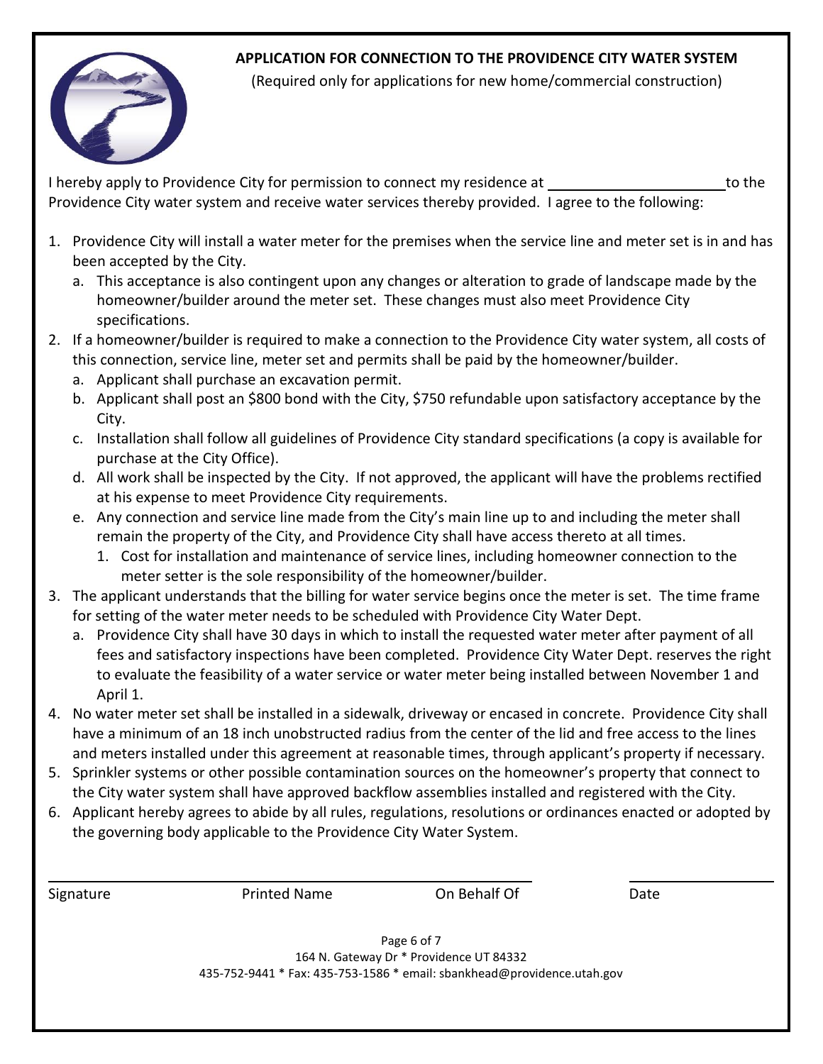# APPLICATION FOR CONNECTION TO THE PROVIDENCE CITY WATER SYSTEM

(Required only for applications for new home/commercial construction)

I hereby apply to Providence City for permission to connect my residence at ______________________ to the Providence City water system and receive water services thereby provided. I agree to the following:

1. Providence City will install a water meter for the premises when the service line and meter set is in and has been accepted by the City.
   a. This acceptance is also contingent upon any changes or alteration to grade of landscape made by the homeowner/builder around the meter set. These changes must also meet Providence City specifications.
2. If a homeowner/builder is required to make a connection to the Providence City water system, all costs of this connection, service line, meter set and permits shall be paid by the homeowner/builder.
   a. Applicant shall purchase an excavation permit.
   b. Applicant shall post an $800 bond with the City, $750 refundable upon satisfactory acceptance by the City.
   c. Installation shall follow all guidelines of Providence City standard specifications (a copy is available for purchase at the City Office).
   d. All work shall be inspected by the City. If not approved, the applicant will have the problems rectified at his expense to meet Providence City requirements.
   e. Any connection and service line made from the City's main line up to and including the meter shall remain the property of the City, and Providence City shall have access thereto at all times.
      1. Cost for installation and maintenance of service lines, including homeowner connection to the meter setter is the sole responsibility of the homeowner/builder.
3. The applicant understands that the billing for water service begins once the meter is set. The time frame for setting of the water meter needs to be scheduled with Providence City Water Dept.
   a. Providence City shall have 30 days in which to install the requested water meter after payment of all fees and satisfactory inspections have been completed. Providence City Water Dept. reserves the right to evaluate the feasibility of a water service or water meter being installed between November 1 and April 1.
4. No water meter set shall be installed in a sidewalk, driveway or encased in concrete. Providence City shall have a minimum of an 18 inch unobstructed radius from the center of the lid and free access to the lines and meters installed under this agreement at reasonable times, through applicant's property if necessary.
5. Sprinkler systems or other possible contamination sources on the homeowner's property that connect to the City water system shall have approved backflow assemblies installed and registered with the City.
6. Applicant hereby agrees to abide by all rules, regulations, resolutions or ordinances enacted or adopted by the governing body applicable to the Providence City Water System.

______________________________________________________________ ____________________

Signature Printed Name On Behalf Of Date

164 N. Gateway Dr * Providence UT 84332
435-752-9441 * Fax: 435-753-1586 * email: sbankhead@providence.utah.gov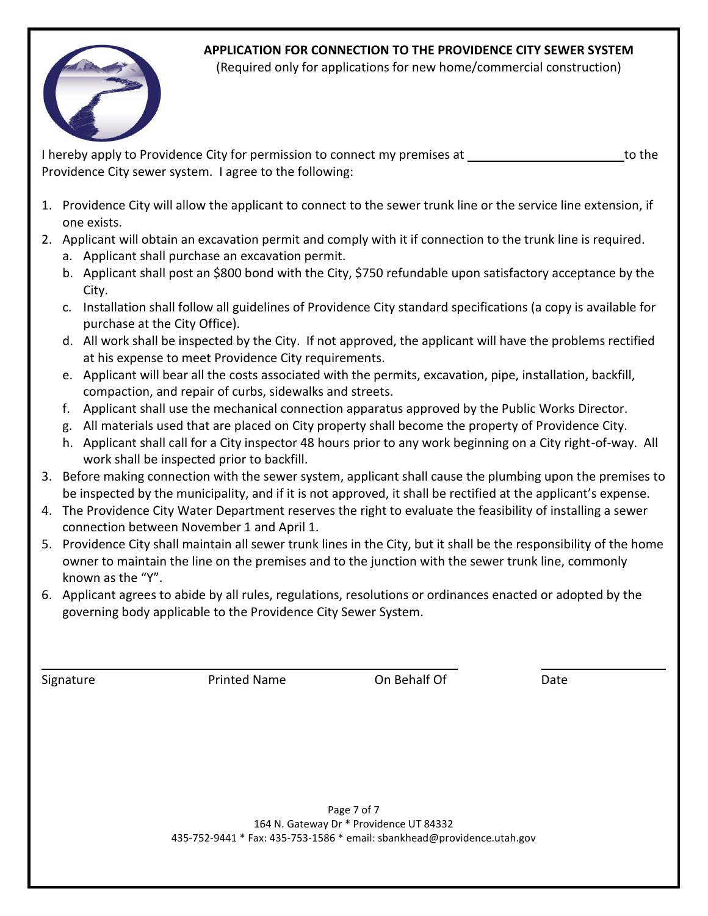**APPLICATION FOR CONNECTION TO THE PROVIDENCE CITY SEWER SYSTEM**

(Required only for applications for new home/commercial construction)

I hereby apply to Providence City for permission to connect my premises at ______________________ to the Providence City sewer system. I agree to the following:

1. Providence City will allow the applicant to connect to the sewer trunk line or the service line extension, if one exists.
2. Applicant will obtain an excavation permit and comply with it if connection to the trunk line is required.
   a. Applicant shall purchase an excavation permit.
   b. Applicant shall post an $800 bond with the City, $750 refundable upon satisfactory acceptance by the City.
   c. Installation shall follow all guidelines of Providence City standard specifications (a copy is available for purchase at the City Office).
   d. All work shall be inspected by the City. If not approved, the applicant will have the problems rectified at his expense to meet Providence City requirements.
   e. Applicant will bear all the costs associated with the permits, excavation, pipe, installation, backfill, compaction, and repair of curbs, sidewalks and streets.
   f. Applicant shall use the mechanical connection apparatus approved by the Public Works Director.
   g. All materials used that are placed on City property shall become the property of Providence City.
   h. Applicant shall call for a City inspector 48 hours prior to any work beginning on a City right-of-way. All work shall be inspected prior to backfill.
3. Before making connection with the sewer system, applicant shall cause the plumbing upon the premises to be inspected by the municipality, and if it is not approved, it shall be rectified at the applicant's expense.
4. The Providence City Water Department reserves the right to evaluate the feasibility of installing a sewer connection between November 1 and April 1.
5. Providence City shall maintain all sewer trunk lines in the City, but it shall be the responsibility of the home owner to maintain the line on the premises and to the junction with the sewer trunk line, commonly known as the "Y".
6. Applicant agrees to abide by all rules, regulations, resolutions or ordinances enacted or adopted by the governing body applicable to the Providence City Sewer System.

______________________________________________________ ____________________

Signature Printed Name On Behalf Of Date

164 N. Gateway Dr * Providence UT 84332
435-752-9441 * Fax: 435-753-1586 * email: sbankhead@providence.utah.gov